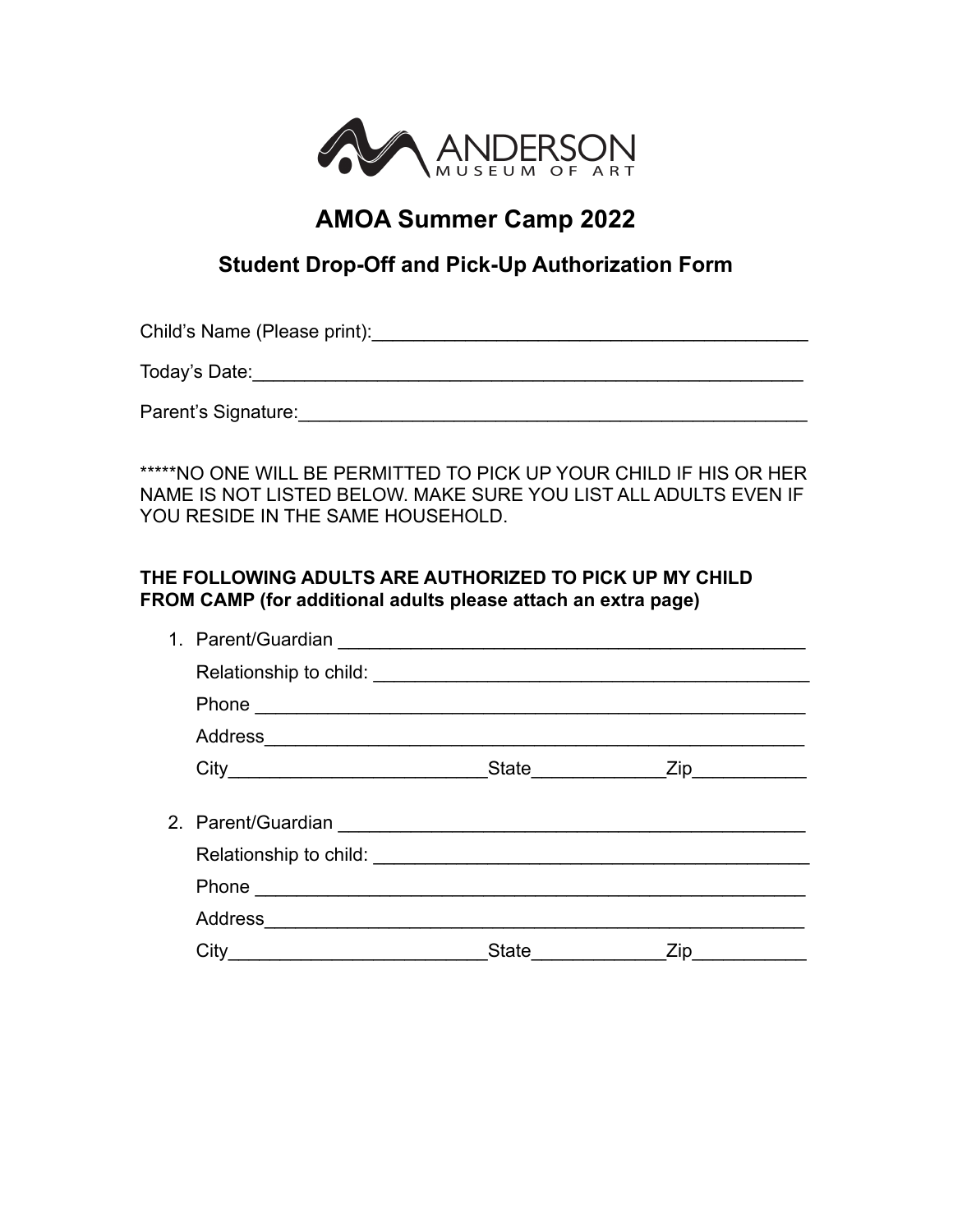ANDERSON
MUSEUM OF ART

# AMOA Summer Camp 2022

## Student Drop-Off and Pick-Up Authorization Form

Child's Name (Please print):___________________________________________

Today's Date:___________________________________________________________

Parent's Signature:______________________________________________________

*****NO ONE WILL BE PERMITTED TO PICK UP YOUR CHILD IF HIS OR HER NAME IS NOT LISTED BELOW. MAKE SURE YOU LIST ALL ADULTS EVEN IF YOU RESIDE IN THE SAME HOUSEHOLD.

**THE FOLLOWING ADULTS ARE AUTHORIZED TO PICK UP MY CHILD FROM CAMP (for additional adults please attach an extra page)**

1. Parent/Guardian _______________________________________________

   Relationship to child: ___________________________________________

   Phone _________________________________________________________

   Address________________________________________________________

   City_________________________State_____________Zip___________

2. Parent/Guardian _______________________________________________

   Relationship to child: ___________________________________________

   Phone _________________________________________________________

   Address________________________________________________________

   City_________________________State_____________Zip___________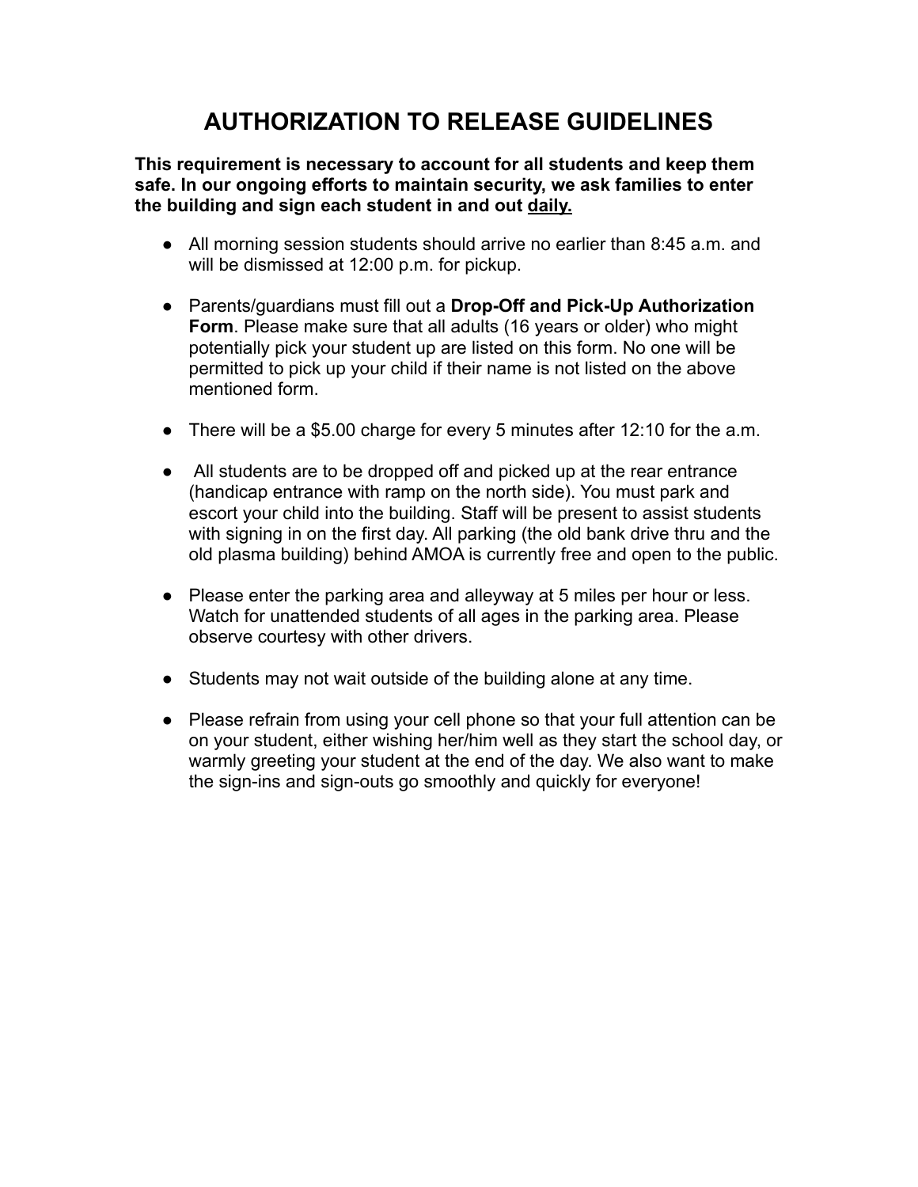# AUTHORIZATION TO RELEASE GUIDELINES

**This requirement is necessary to account for all students and keep them safe. In our ongoing efforts to maintain security, we ask families to enter the building and sign each student in and out daily.**

- All morning session students should arrive no earlier than 8:45 a.m. and will be dismissed at 12:00 p.m. for pickup.
- Parents/guardians must fill out a **Drop-Off and Pick-Up Authorization Form**. Please make sure that all adults (16 years or older) who might potentially pick your student up are listed on this form. No one will be permitted to pick up your child if their name is not listed on the above mentioned form.
- There will be a $5.00 charge for every 5 minutes after 12:10 for the a.m.
- All students are to be dropped off and picked up at the rear entrance (handicap entrance with ramp on the north side). You must park and escort your child into the building. Staff will be present to assist students with signing in on the first day. All parking (the old bank drive thru and the old plasma building) behind AMOA is currently free and open to the public.
- Please enter the parking area and alleyway at 5 miles per hour or less. Watch for unattended students of all ages in the parking area. Please observe courtesy with other drivers.
- Students may not wait outside of the building alone at any time.
- Please refrain from using your cell phone so that your full attention can be on your student, either wishing her/him well as they start the school day, or warmly greeting your student at the end of the day. We also want to make the sign-ins and sign-outs go smoothly and quickly for everyone!